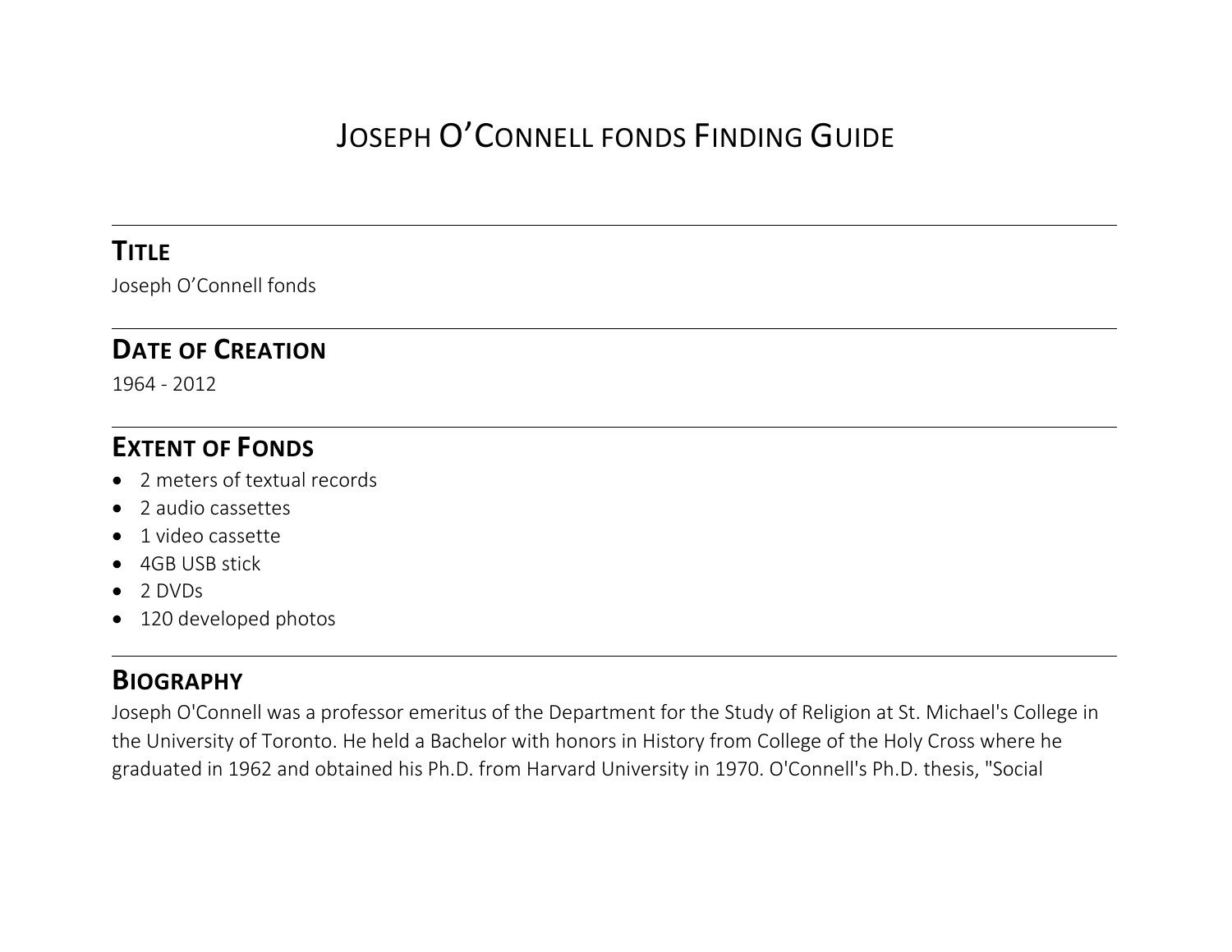# JOSEPH O'CONNELL FONDS FINDING GUIDE

## TITLE

Joseph O'Connell fonds

## DATE OF CREATION

1964 - 2012

## EXTENT OF FONDS

- 2 meters of textual records
- 2 audio cassettes
- 1 video cassette
- 4GB USB stick
- 2 DVDs
- 120 developed photos

## BIOGRAPHY

Joseph O'Connell was a professor emeritus of the Department for the Study of Religion at St. Michael's College in the University of Toronto. He held a Bachelor with honors in History from College of the Holy Cross where he graduated in 1962 and obtained his Ph.D. from Harvard University in 1970. O'Connell's Ph.D. thesis, "Social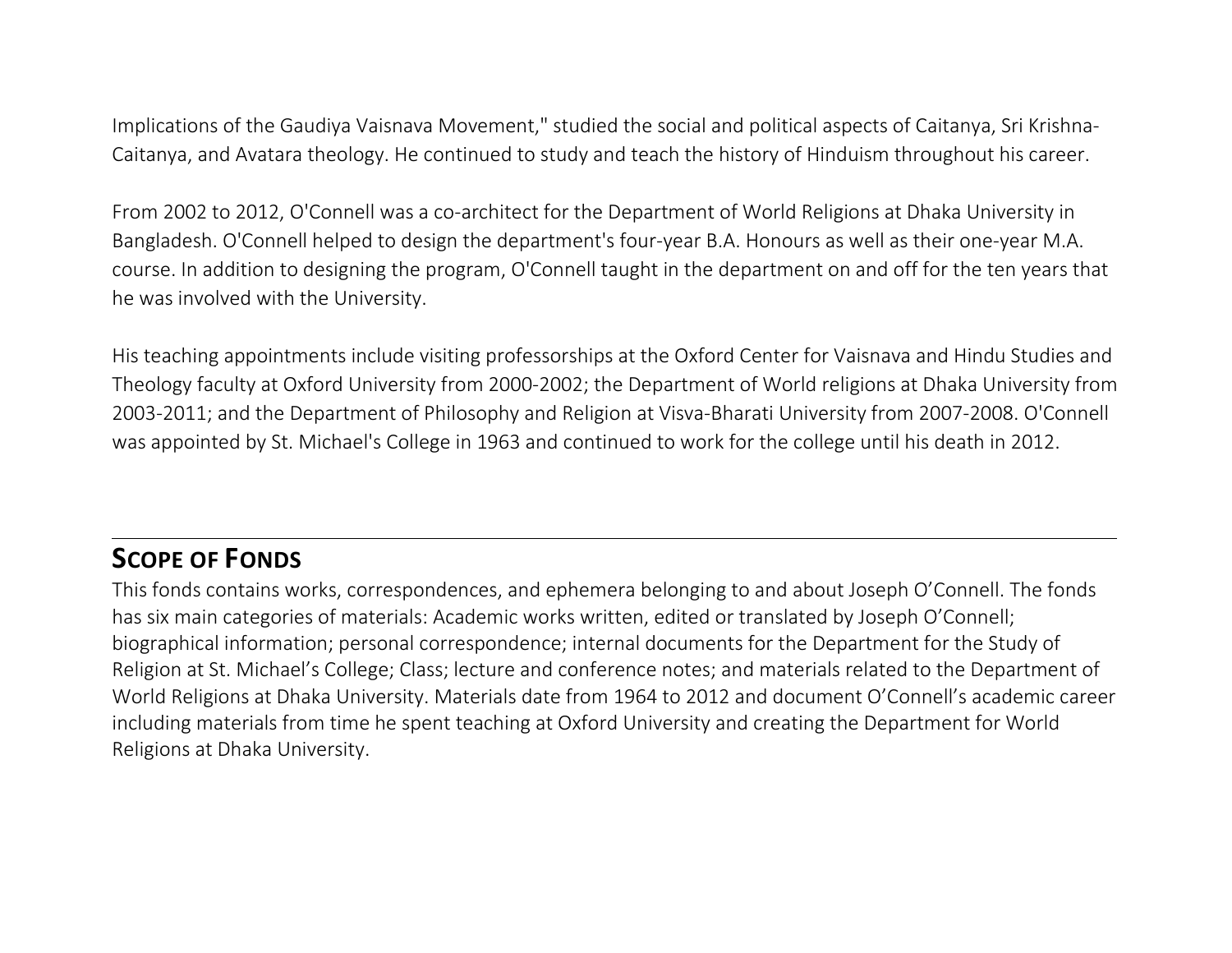Implications of the Gaudiya Vaisnava Movement," studied the social and political aspects of Caitanya, Sri Krishna-Caitanya, and Avatara theology. He continued to study and teach the history of Hinduism throughout his career.

From 2002 to 2012, O'Connell was a co-architect for the Department of World Religions at Dhaka University in Bangladesh. O'Connell helped to design the department's four-year B.A. Honours as well as their one-year M.A. course. In addition to designing the program, O'Connell taught in the department on and off for the ten years that he was involved with the University.

His teaching appointments include visiting professorships at the Oxford Center for Vaisnava and Hindu Studies and Theology faculty at Oxford University from 2000-2002; the Department of World religions at Dhaka University from 2003-2011; and the Department of Philosophy and Religion at Visva-Bharati University from 2007-2008. O'Connell was appointed by St. Michael's College in 1963 and continued to work for the college until his death in 2012.

## SCOPE OF FONDS

This fonds contains works, correspondences, and ephemera belonging to and about Joseph O'Connell. The fonds has six main categories of materials: Academic works written, edited or translated by Joseph O'Connell; biographical information; personal correspondence; internal documents for the Department for the Study of Religion at St. Michael's College; Class; lecture and conference notes; and materials related to the Department of World Religions at Dhaka University. Materials date from 1964 to 2012 and document O'Connell's academic career including materials from time he spent teaching at Oxford University and creating the Department for World Religions at Dhaka University.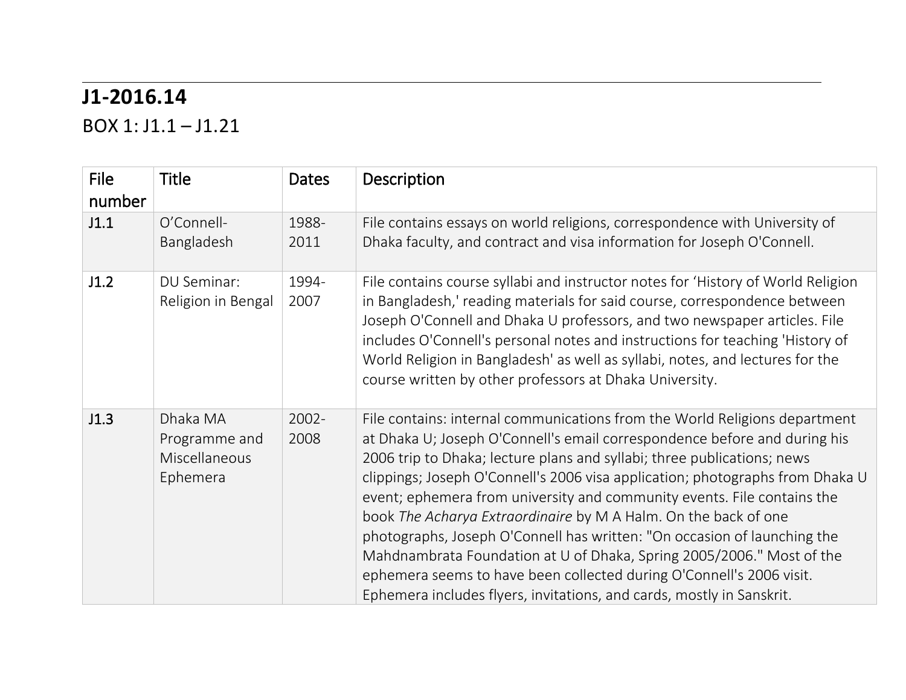# J1-2016.14

## BOX 1: J1.1 – J1.21

| File number | Title | Dates | Description |
|---|---|---|---|
| J1.1 | O'Connell-Bangladesh | 1988-2011 | File contains essays on world religions, correspondence with University of Dhaka faculty, and contract and visa information for Joseph O'Connell. |
| J1.2 | DU Seminar: Religion in Bengal | 1994-2007 | File contains course syllabi and instructor notes for 'History of World Religion in Bangladesh,' reading materials for said course, correspondence between Joseph O'Connell and Dhaka U professors, and two newspaper articles. File includes O'Connell's personal notes and instructions for teaching 'History of World Religion in Bangladesh' as well as syllabi, notes, and lectures for the course written by other professors at Dhaka University. |
| J1.3 | Dhaka MA Programme and Miscellaneous Ephemera | 2002-2008 | File contains: internal communications from the World Religions department at Dhaka U; Joseph O'Connell's email correspondence before and during his 2006 trip to Dhaka; lecture plans and syllabi; three publications; news clippings; Joseph O'Connell's 2006 visa application; photographs from Dhaka U event; ephemera from university and community events. File contains the book *The Acharya Extraordinaire* by M A Halm. On the back of one photographs, Joseph O'Connell has written: "On occasion of launching the Mahdnambrata Foundation at U of Dhaka, Spring 2005/2006." Most of the ephemera seems to have been collected during O'Connell's 2006 visit. Ephemera includes flyers, invitations, and cards, mostly in Sanskrit. |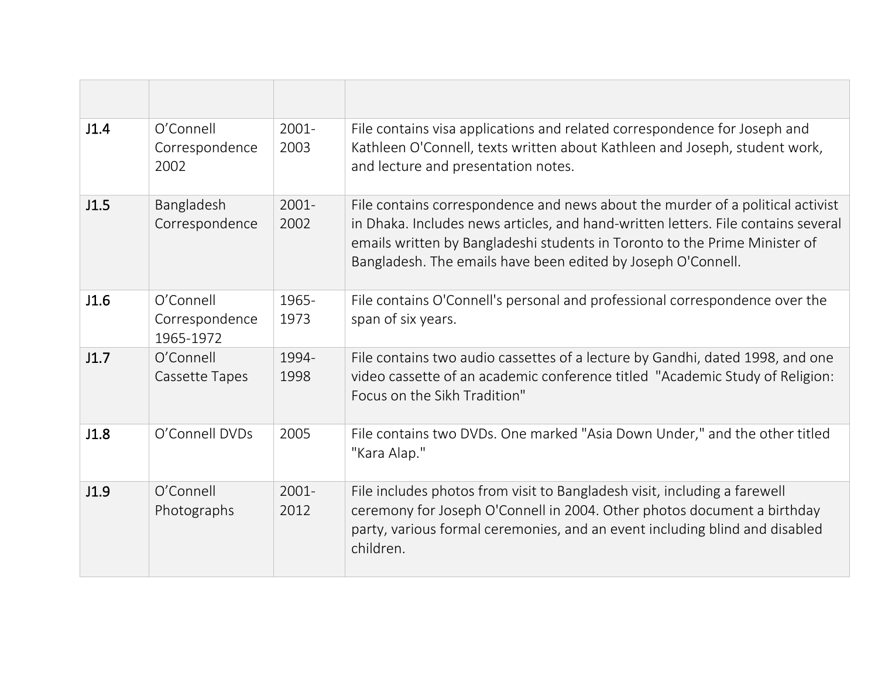| | | | |
|---|---|---|---|
| J1.4 | O'Connell Correspondence 2002 | 2001-2003 | File contains visa applications and related correspondence for Joseph and Kathleen O'Connell, texts written about Kathleen and Joseph, student work, and lecture and presentation notes. |
| J1.5 | Bangladesh Correspondence | 2001-2002 | File contains correspondence and news about the murder of a political activist in Dhaka. Includes news articles, and hand-written letters. File contains several emails written by Bangladeshi students in Toronto to the Prime Minister of Bangladesh. The emails have been edited by Joseph O'Connell. |
| J1.6 | O'Connell Correspondence 1965-1972 | 1965-1973 | File contains O'Connell's personal and professional correspondence over the span of six years. |
| J1.7 | O'Connell Cassette Tapes | 1994-1998 | File contains two audio cassettes of a lecture by Gandhi, dated 1998, and one video cassette of an academic conference titled "Academic Study of Religion: Focus on the Sikh Tradition" |
| J1.8 | O'Connell DVDs | 2005 | File contains two DVDs. One marked "Asia Down Under," and the other titled "Kara Alap." |
| J1.9 | O'Connell Photographs | 2001-2012 | File includes photos from visit to Bangladesh visit, including a farewell ceremony for Joseph O'Connell in 2004. Other photos document a birthday party, various formal ceremonies, and an event including blind and disabled children. |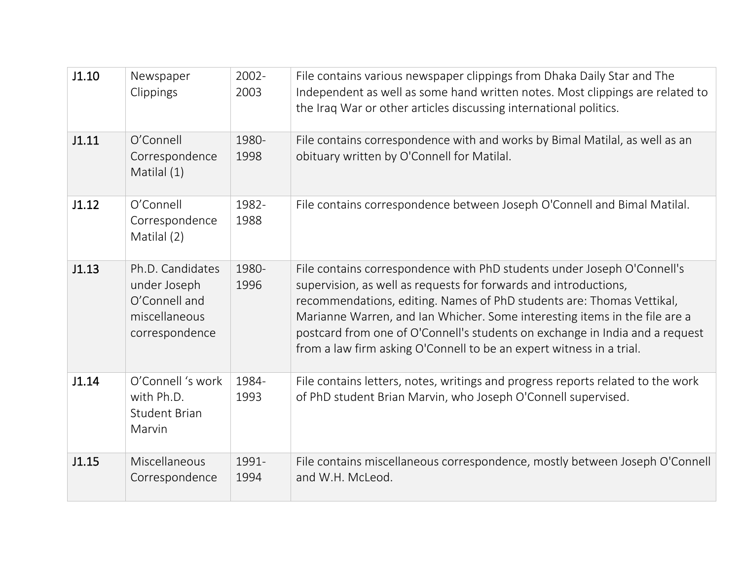| J1.10 | Newspaper Clippings | 2002-2003 | File contains various newspaper clippings from Dhaka Daily Star and The Independent as well as some hand written notes. Most clippings are related to the Iraq War or other articles discussing international politics. |
|---|---|---|---|
| J1.11 | O'Connell Correspondence Matilal (1) | 1980-1998 | File contains correspondence with and works by Bimal Matilal, as well as an obituary written by O'Connell for Matilal. |
| J1.12 | O'Connell Correspondence Matilal (2) | 1982-1988 | File contains correspondence between Joseph O'Connell and Bimal Matilal. |
| J1.13 | Ph.D. Candidates under Joseph O'Connell and miscellaneous correspondence | 1980-1996 | File contains correspondence with PhD students under Joseph O'Connell's supervision, as well as requests for forwards and introductions, recommendations, editing. Names of PhD students are: Thomas Vettikal, Marianne Warren, and Ian Whicher. Some interesting items in the file are a postcard from one of O'Connell's students on exchange in India and a request from a law firm asking O'Connell to be an expert witness in a trial. |
| J1.14 | O'Connell 's work with Ph.D. Student Brian Marvin | 1984-1993 | File contains letters, notes, writings and progress reports related to the work of PhD student Brian Marvin, who Joseph O'Connell supervised. |
| J1.15 | Miscellaneous Correspondence | 1991-1994 | File contains miscellaneous correspondence, mostly between Joseph O'Connell and W.H. McLeod. |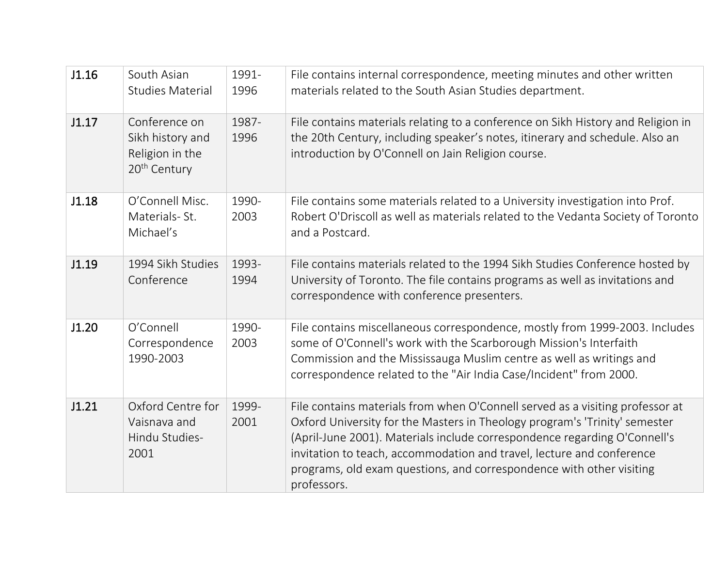| J1.16 | South Asian Studies Material | 1991-1996 | File contains internal correspondence, meeting minutes and other written materials related to the South Asian Studies department. |
|---|---|---|---|
| J1.17 | Conference on Sikh history and Religion in the 20th Century | 1987-1996 | File contains materials relating to a conference on Sikh History and Religion in the 20th Century, including speaker's notes, itinerary and schedule. Also an introduction by O'Connell on Jain Religion course. |
| J1.18 | O'Connell Misc. Materials- St. Michael's | 1990-2003 | File contains some materials related to a University investigation into Prof. Robert O'Driscoll as well as materials related to the Vedanta Society of Toronto and a Postcard. |
| J1.19 | 1994 Sikh Studies Conference | 1993-1994 | File contains materials related to the 1994 Sikh Studies Conference hosted by University of Toronto. The file contains programs as well as invitations and correspondence with conference presenters. |
| J1.20 | O'Connell Correspondence 1990-2003 | 1990-2003 | File contains miscellaneous correspondence, mostly from 1999-2003. Includes some of O'Connell's work with the Scarborough Mission's Interfaith Commission and the Mississauga Muslim centre as well as writings and correspondence related to the "Air India Case/Incident" from 2000. |
| J1.21 | Oxford Centre for Vaisnava and Hindu Studies-2001 | 1999-2001 | File contains materials from when O'Connell served as a visiting professor at Oxford University for the Masters in Theology program's 'Trinity' semester (April-June 2001). Materials include correspondence regarding O'Connell's invitation to teach, accommodation and travel, lecture and conference programs, old exam questions, and correspondence with other visiting professors. |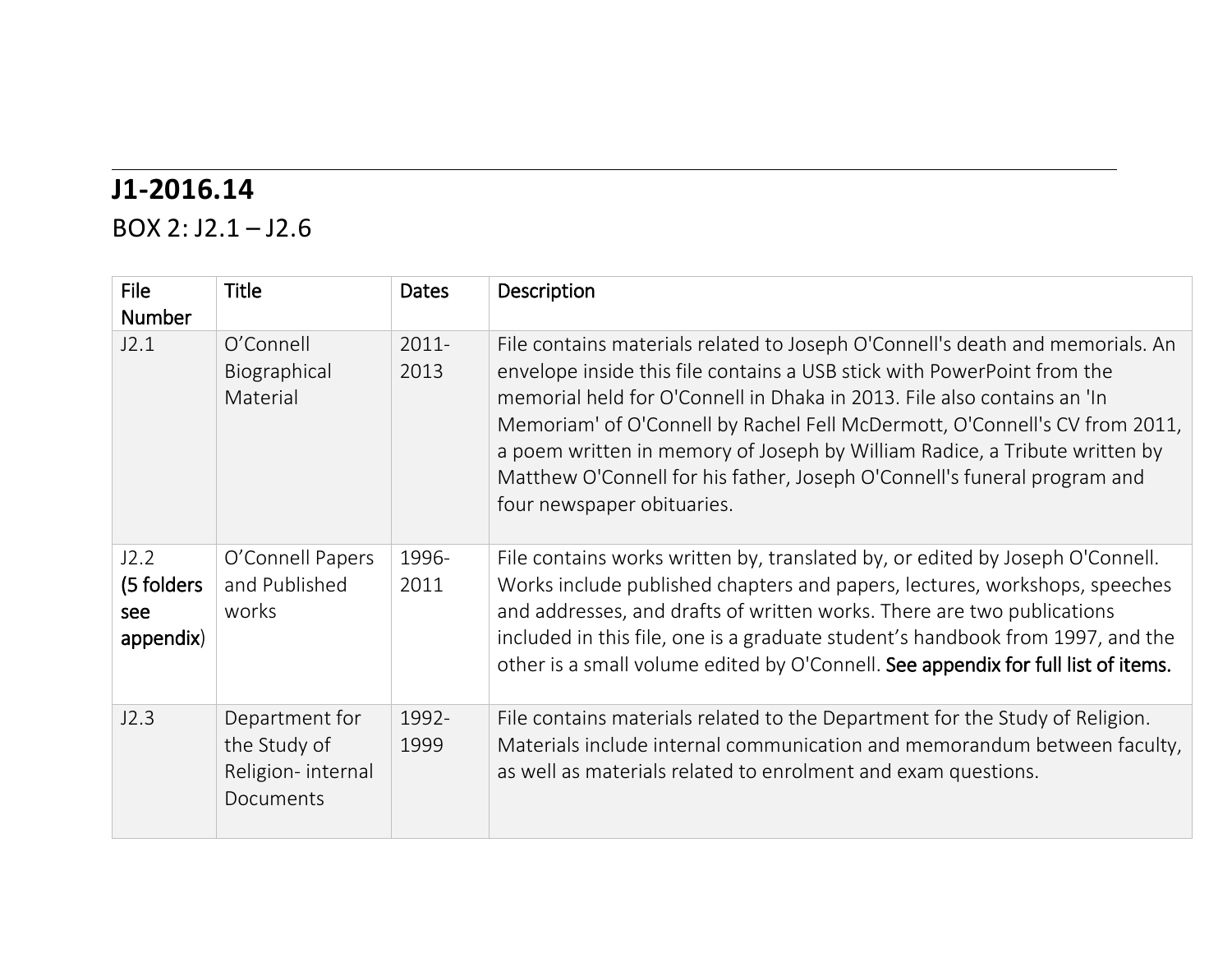# J1-2016.14

BOX 2: J2.1 – J2.6

| File Number | Title | Dates | Description |
|---|---|---|---|
| J2.1 | O’Connell Biographical Material | 2011-2013 | File contains materials related to Joseph O'Connell's death and memorials. An envelope inside this file contains a USB stick with PowerPoint from the memorial held for O'Connell in Dhaka in 2013. File also contains an 'In Memoriam' of O'Connell by Rachel Fell McDermott, O'Connell's CV from 2011, a poem written in memory of Joseph by William Radice, a Tribute written by Matthew O'Connell for his father, Joseph O'Connell's funeral program and four newspaper obituaries. |
| J2.2 **(5 folders see appendix)** | O’Connell Papers and Published works | 1996-2011 | File contains works written by, translated by, or edited by Joseph O'Connell. Works include published chapters and papers, lectures, workshops, speeches and addresses, and drafts of written works. There are two publications included in this file, one is a graduate student’s handbook from 1997, and the other is a small volume edited by O'Connell. **See appendix for full list of items.** |
| J2.3 | Department for the Study of Religion- internal Documents | 1992-1999 | File contains materials related to the Department for the Study of Religion. Materials include internal communication and memorandum between faculty, as well as materials related to enrolment and exam questions. |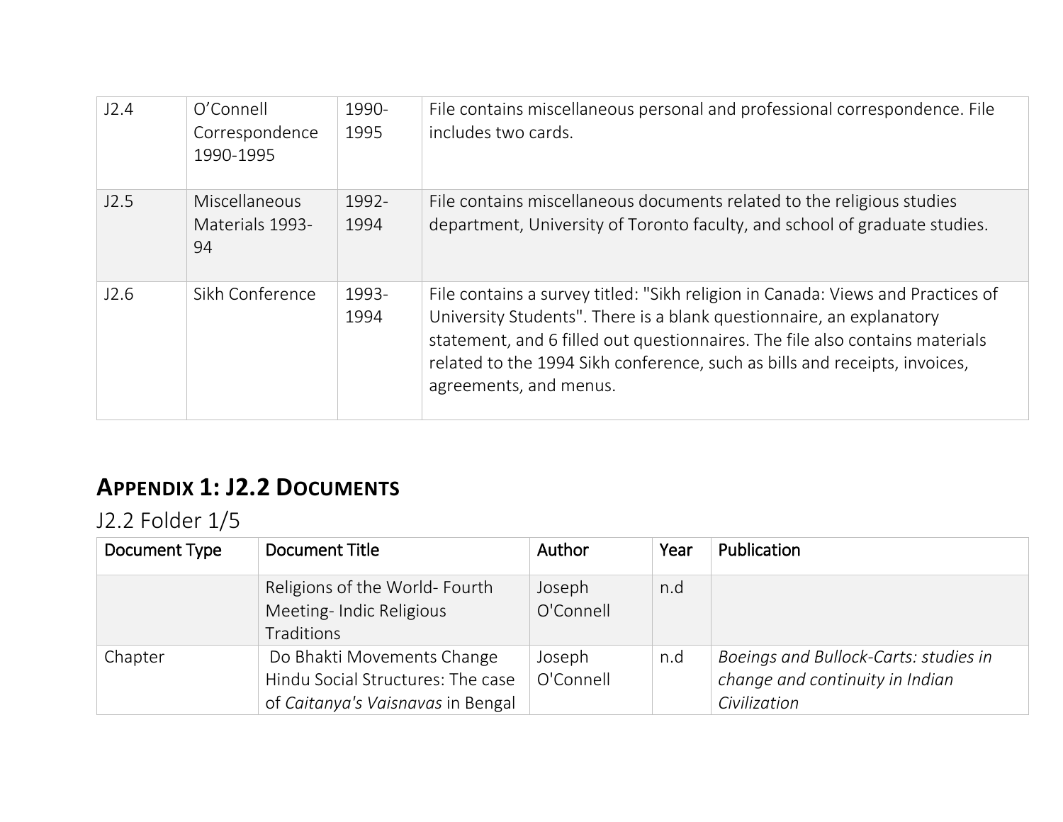| J2.4 | O'Connell Correspondence 1990-1995 | 1990-1995 | File contains miscellaneous personal and professional correspondence. File includes two cards. |
|---|---|---|---|
| J2.5 | Miscellaneous Materials 1993-94 | 1992-1994 | File contains miscellaneous documents related to the religious studies department, University of Toronto faculty, and school of graduate studies. |
| J2.6 | Sikh Conference | 1993-1994 | File contains a survey titled: "Sikh religion in Canada: Views and Practices of University Students". There is a blank questionnaire, an explanatory statement, and 6 filled out questionnaires. The file also contains materials related to the 1994 Sikh conference, such as bills and receipts, invoices, agreements, and menus. |

# **Appendix 1: J2.2 Documents**

## J2.2 Folder 1/5

| Document Type | Document Title | Author | Year | Publication |
|---|---|---|---|---|
| | Religions of the World- Fourth Meeting- Indic Religious Traditions | Joseph O'Connell | n.d | |
| Chapter | Do Bhakti Movements Change Hindu Social Structures: The case of *Caitanya's Vaisnavas* in Bengal | Joseph O'Connell | n.d | *Boeings and Bullock-Carts: studies in change and continuity in Indian Civilization* |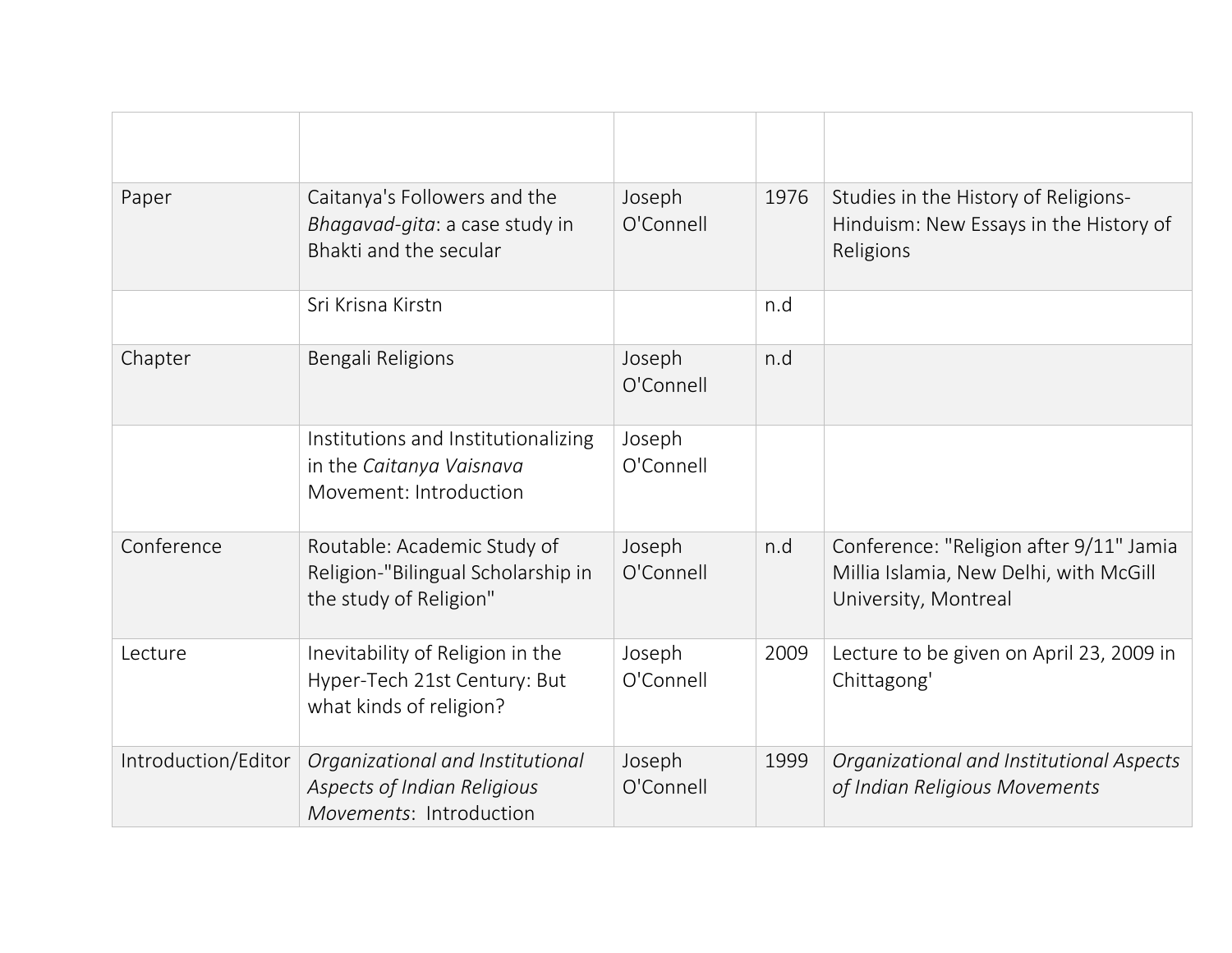| | | | | |
|---|---|---|---|---|
| Paper | Caitanya's Followers and the *Bhagavad-gita*: a case study in Bhakti and the secular | Joseph O'Connell | 1976 | Studies in the History of Religions- Hinduism: New Essays in the History of Religions |
| | Sri Krisna Kirstn | | n.d | |
| Chapter | Bengali Religions | Joseph O'Connell | n.d | |
| | Institutions and Institutionalizing in the *Caitanya Vaisnava* Movement: Introduction | Joseph O'Connell | | |
| Conference | Routable: Academic Study of Religion-"Bilingual Scholarship in the study of Religion" | Joseph O'Connell | n.d | Conference: "Religion after 9/11" Jamia Millia Islamia, New Delhi, with McGill University, Montreal |
| Lecture | Inevitability of Religion in the Hyper-Tech 21st Century: But what kinds of religion? | Joseph O'Connell | 2009 | Lecture to be given on April 23, 2009 in Chittagong' |
| Introduction/Editor | *Organizational and Institutional Aspects of Indian Religious Movements*: Introduction | Joseph O'Connell | 1999 | *Organizational and Institutional Aspects of Indian Religious Movements* |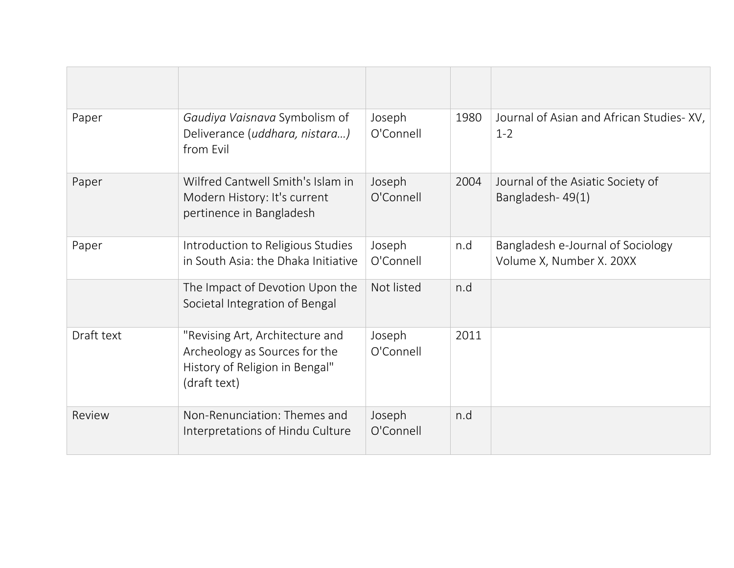| | | | | |
|---|---|---|---|---|
| Paper | *Gaudiya Vaisnava* Symbolism of Deliverance (*uddhara, nistara…)* from Evil | Joseph O'Connell | 1980 | Journal of Asian and African Studies- XV, 1-2 |
| Paper | Wilfred Cantwell Smith's Islam in Modern History: It's current pertinence in Bangladesh | Joseph O'Connell | 2004 | Journal of the Asiatic Society of Bangladesh- 49(1) |
| Paper | Introduction to Religious Studies in South Asia: the Dhaka Initiative | Joseph O'Connell | n.d | Bangladesh e-Journal of Sociology Volume X, Number X. 20XX |
| | The Impact of Devotion Upon the Societal Integration of Bengal | Not listed | n.d | |
| Draft text | "Revising Art, Architecture and Archeology as Sources for the History of Religion in Bengal" (draft text) | Joseph O'Connell | 2011 | |
| Review | Non-Renunciation: Themes and Interpretations of Hindu Culture | Joseph O'Connell | n.d | |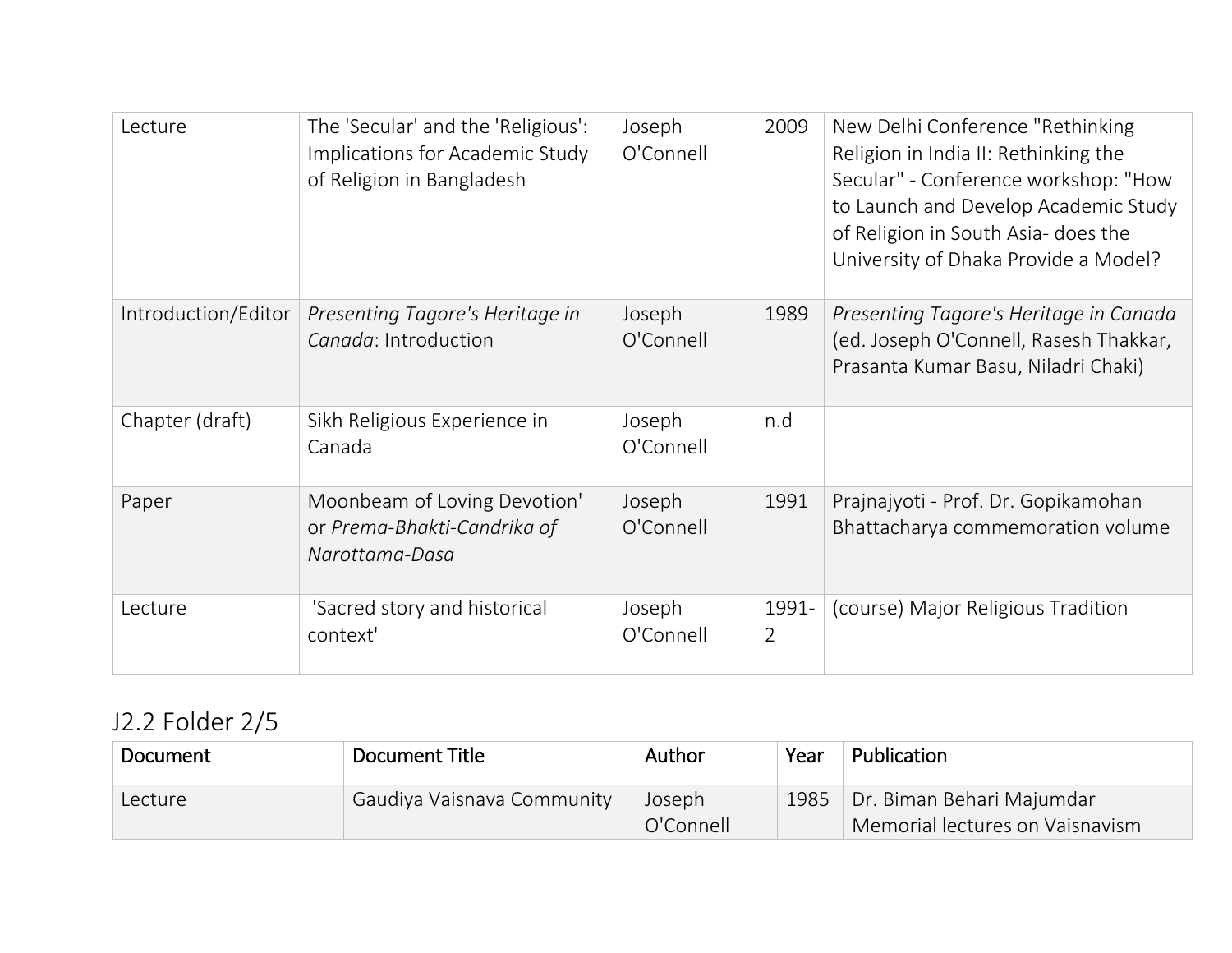| | | | | |
|---|---|---|---|---|
| Lecture | The 'Secular' and the 'Religious': Implications for Academic Study of Religion in Bangladesh | Joseph O'Connell | 2009 | New Delhi Conference "Rethinking Religion in India II: Rethinking the Secular" - Conference workshop: "How to Launch and Develop Academic Study of Religion in South Asia- does the University of Dhaka Provide a Model? |
| Introduction/Editor | *Presenting Tagore's Heritage in Canada*: Introduction | Joseph O'Connell | 1989 | *Presenting Tagore's Heritage in Canada* (ed. Joseph O'Connell, Rasesh Thakkar, Prasanta Kumar Basu, Niladri Chaki) |
| Chapter (draft) | Sikh Religious Experience in Canada | Joseph O'Connell | n.d | |
| Paper | Moonbeam of Loving Devotion' or *Prema-Bhakti-Candrika of Narottama-Dasa* | Joseph O'Connell | 1991 | Prajnajyoti - Prof. Dr. Gopikamohan Bhattacharya commemoration volume |
| Lecture | 'Sacred story and historical context' | Joseph O'Connell | 1991-2 | (course) Major Religious Tradition |

## J2.2 Folder 2/5

| Document | Document Title | Author | Year | Publication |
|---|---|---|---|---|
| Lecture | Gaudiya Vaisnava Community | Joseph O'Connell | 1985 | Dr. Biman Behari Majumdar Memorial lectures on Vaisnavism |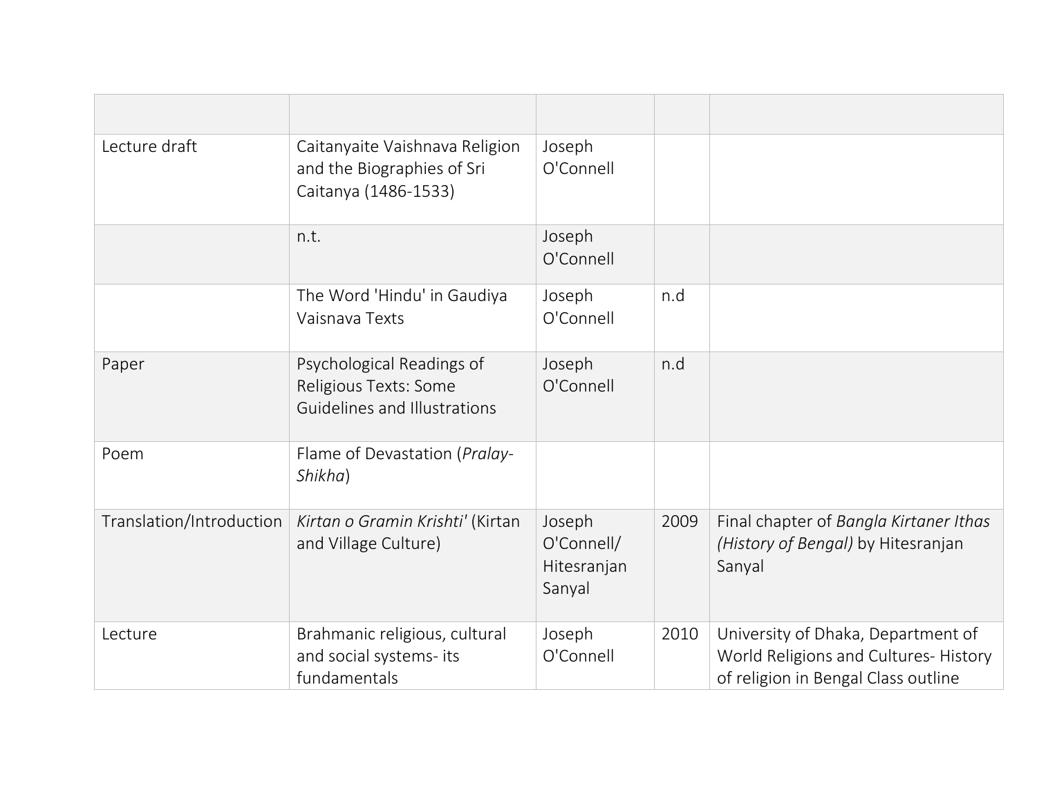| | | | | |
|---|---|---|---|---|
| Lecture draft | Caitanyaite Vaishnava Religion and the Biographies of Sri Caitanya (1486-1533) | Joseph O'Connell | | |
| | n.t. | Joseph O'Connell | | |
| | The Word 'Hindu' in Gaudiya Vaisnava Texts | Joseph O'Connell | n.d | |
| Paper | Psychological Readings of Religious Texts: Some Guidelines and Illustrations | Joseph O'Connell | n.d | |
| Poem | Flame of Devastation (*Pralay-Shikha*) | | | |
| Translation/Introduction | *Kirtan o Gramin Krishti'* (Kirtan and Village Culture) | Joseph O'Connell/ Hitesranjan Sanyal | 2009 | Final chapter of *Bangla Kirtaner Ithas (History of Bengal)* by Hitesranjan Sanyal |
| Lecture | Brahmanic religious, cultural and social systems- its fundamentals | Joseph O'Connell | 2010 | University of Dhaka, Department of World Religions and Cultures- History of religion in Bengal Class outline |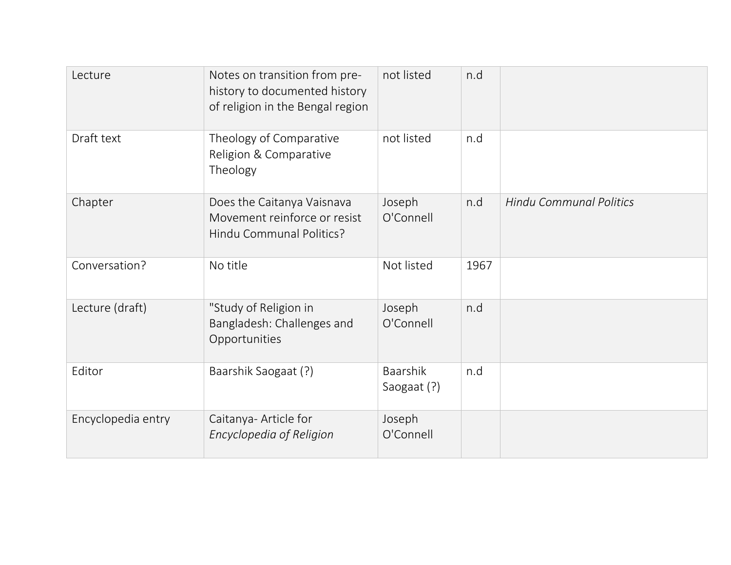| | | | | |
|---|---|---|---|---|
| Lecture | Notes on transition from pre-history to documented history of religion in the Bengal region | not listed | n.d | |
| Draft text | Theology of Comparative Religion & Comparative Theology | not listed | n.d | |
| Chapter | Does the Caitanya Vaisnava Movement reinforce or resist Hindu Communal Politics? | Joseph O'Connell | n.d | *Hindu Communal Politics* |
| Conversation? | No title | Not listed | 1967 | |
| Lecture (draft) | "Study of Religion in Bangladesh: Challenges and Opportunities | Joseph O'Connell | n.d | |
| Editor | Baarshik Saogaat (?) | Baarshik Saogaat (?) | n.d | |
| Encyclopedia entry | Caitanya- Article for *Encyclopedia of Religion* | Joseph O'Connell | | |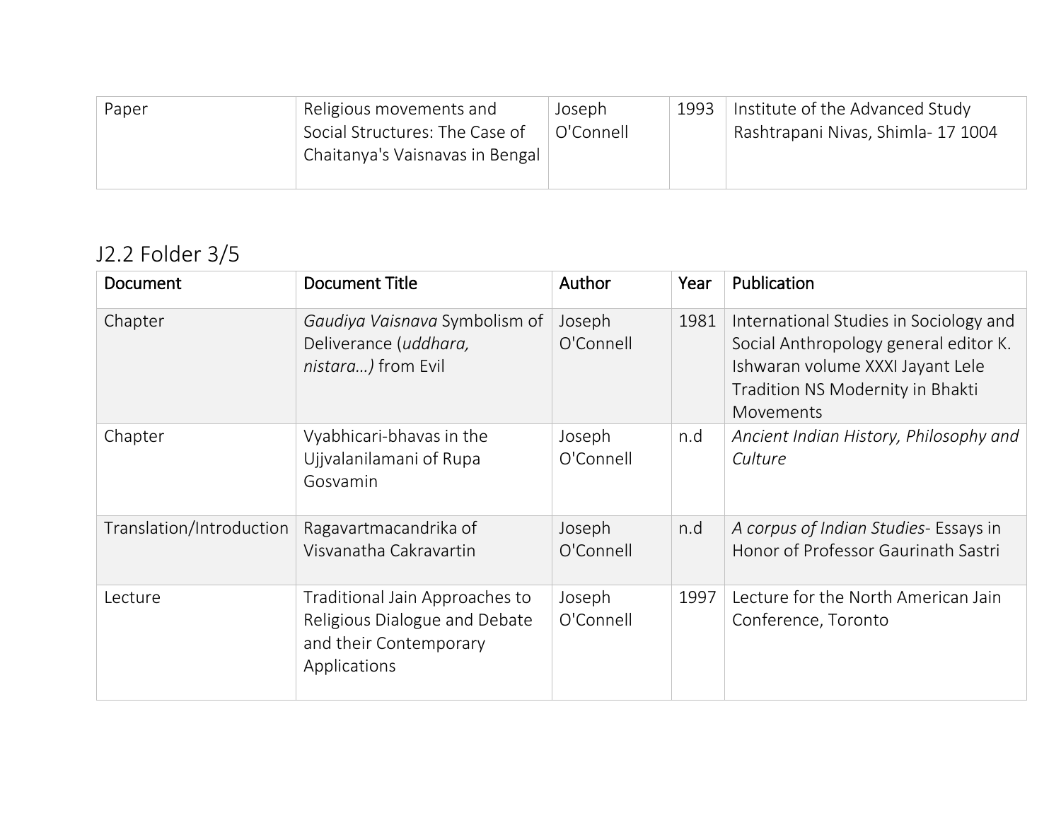| Paper | Religious movements and Social Structures: The Case of Chaitanya's Vaisnavas in Bengal | Joseph O'Connell | 1993 | Institute of the Advanced Study Rashtrapani Nivas, Shimla- 17 1004 |
|---|---|---|---|---|

## J2.2 Folder 3/5

| Document | Document Title | Author | Year | Publication |
|---|---|---|---|---|
| Chapter | *Gaudiya Vaisnava* Symbolism of Deliverance (*uddhara, nistara…)* from Evil | Joseph O'Connell | 1981 | International Studies in Sociology and Social Anthropology general editor K. Ishwaran volume XXXI Jayant Lele Tradition NS Modernity in Bhakti Movements |
| Chapter | Vyabhicari-bhavas in the Ujjvalanilamani of Rupa Gosvamin | Joseph O'Connell | n.d | *Ancient Indian History, Philosophy and Culture* |
| Translation/Introduction | Ragavartmacandrika of Visvanatha Cakravartin | Joseph O'Connell | n.d | *A corpus of Indian Studies*- Essays in Honor of Professor Gaurinath Sastri |
| Lecture | Traditional Jain Approaches to Religious Dialogue and Debate and their Contemporary Applications | Joseph O'Connell | 1997 | Lecture for the North American Jain Conference, Toronto |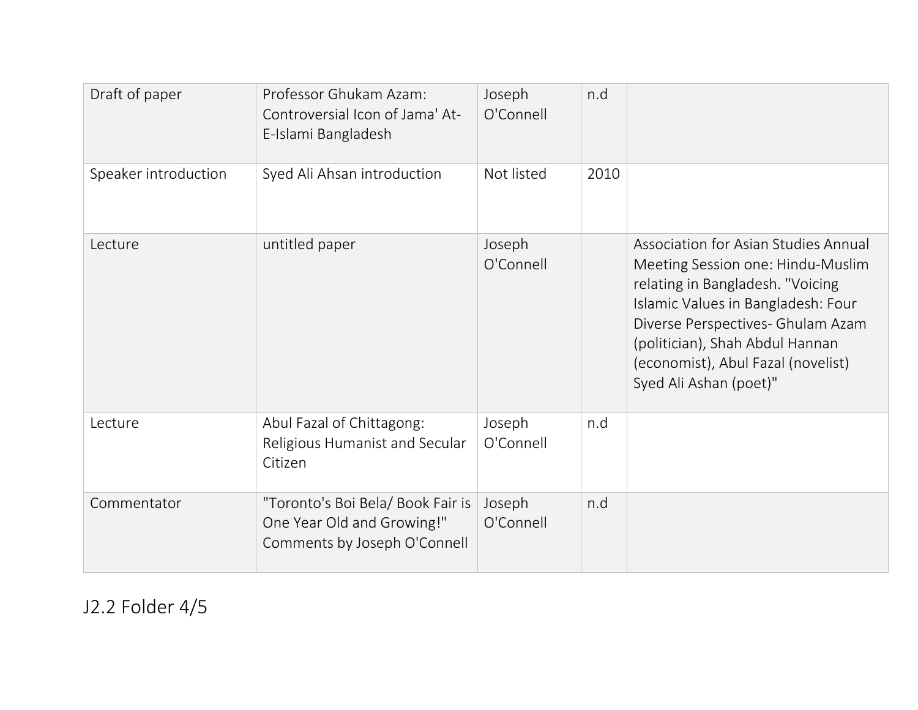| | | | | |
|---|---|---|---|---|
| Draft of paper | Professor Ghukam Azam: Controversial Icon of Jama' At-E-Islami Bangladesh | Joseph O'Connell | n.d | |
| Speaker introduction | Syed Ali Ahsan introduction | Not listed | 2010 | |
| Lecture | untitled paper | Joseph O'Connell | | Association for Asian Studies Annual Meeting Session one: Hindu-Muslim relating in Bangladesh. "Voicing Islamic Values in Bangladesh: Four Diverse Perspectives- Ghulam Azam (politician), Shah Abdul Hannan (economist), Abul Fazal (novelist) Syed Ali Ashan (poet)" |
| Lecture | Abul Fazal of Chittagong: Religious Humanist and Secular Citizen | Joseph O'Connell | n.d | |
| Commentator | "Toronto's Boi Bela/ Book Fair is One Year Old and Growing!" Comments by Joseph O'Connell | Joseph O'Connell | n.d | |

J2.2 Folder 4/5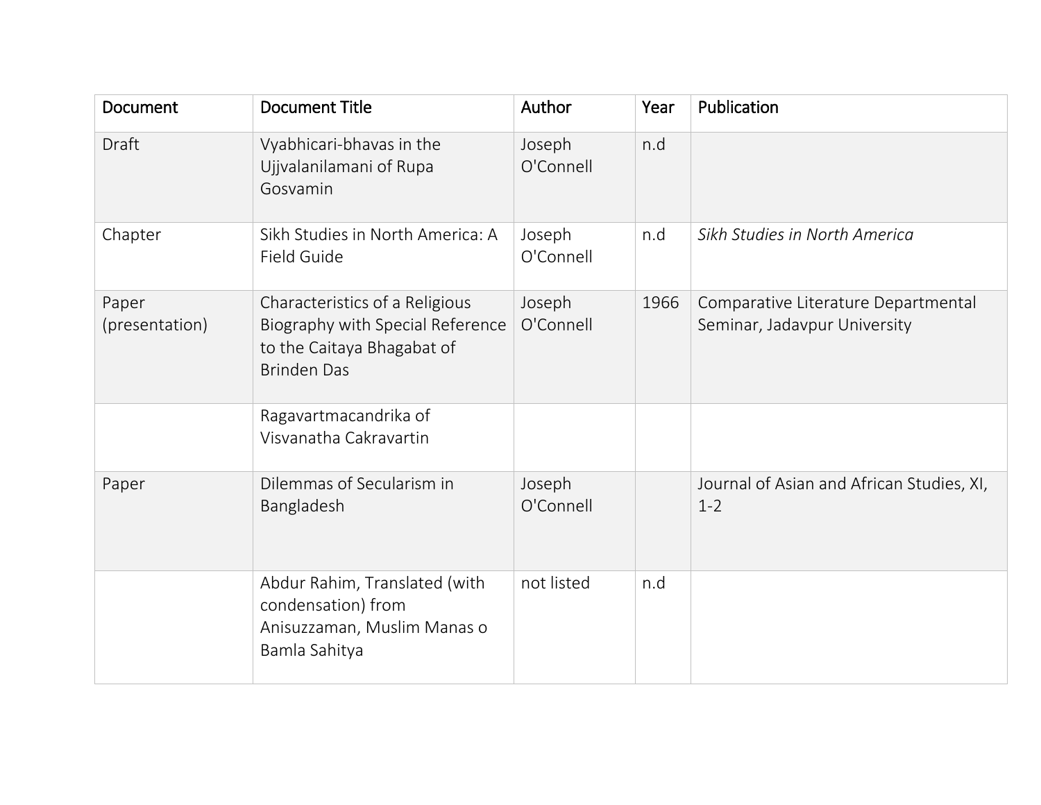| Document | Document Title | Author | Year | Publication |
| --- | --- | --- | --- | --- |
| Draft | Vyabhicari-bhavas in the Ujjvalanilamani of Rupa Gosvamin | Joseph O'Connell | n.d | |
| Chapter | Sikh Studies in North America: A Field Guide | Joseph O'Connell | n.d | *Sikh Studies in North America* |
| Paper (presentation) | Characteristics of a Religious Biography with Special Reference to the Caitaya Bhagabat of Brinden Das | Joseph O'Connell | 1966 | Comparative Literature Departmental Seminar, Jadavpur University |
| | Ragavartmacandrika of Visvanatha Cakravartin | | | |
| Paper | Dilemmas of Secularism in Bangladesh | Joseph O'Connell | | Journal of Asian and African Studies, XI, 1-2 |
| | Abdur Rahim, Translated (with condensation) from Anisuzzaman, Muslim Manas o Bamla Sahitya | not listed | n.d | |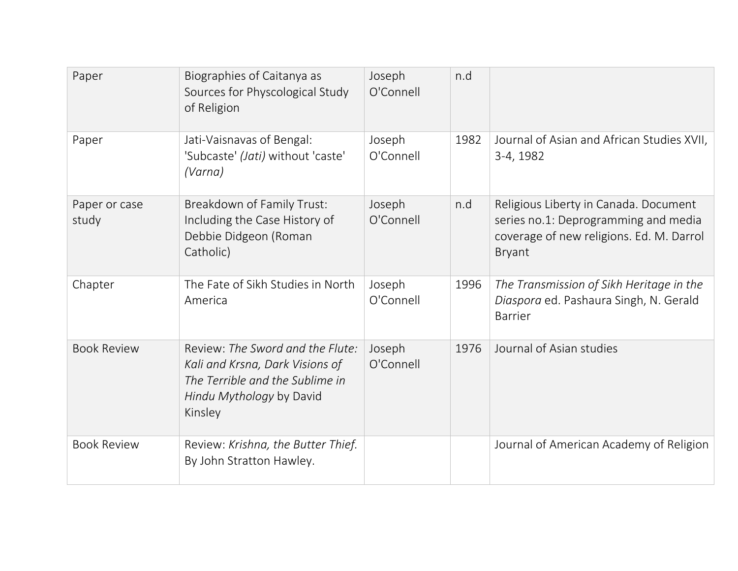| Paper | Biographies of Caitanya as Sources for Physcological Study of Religion | Joseph O'Connell | n.d |  |
|---|---|---|---|---|
| Paper | Jati-Vaisnavas of Bengal: 'Subcaste' *(Jati)* without 'caste' *(Varna)* | Joseph O'Connell | 1982 | Journal of Asian and African Studies XVII, 3-4, 1982 |
| Paper or case study | Breakdown of Family Trust: Including the Case History of Debbie Didgeon (Roman Catholic) | Joseph O'Connell | n.d | Religious Liberty in Canada. Document series no.1: Deprogramming and media coverage of new religions. Ed. M. Darrol Bryant |
| Chapter | The Fate of Sikh Studies in North America | Joseph O'Connell | 1996 | *The Transmission of Sikh Heritage in the Diaspora* ed. Pashaura Singh, N. Gerald Barrier |
| Book Review | Review: *The Sword and the Flute: Kali and Krsna, Dark Visions of The Terrible and the Sublime in Hindu Mythology* by David Kinsley | Joseph O'Connell | 1976 | Journal of Asian studies |
| Book Review | Review: *Krishna, the Butter Thief.* By John Stratton Hawley. |  |  | Journal of American Academy of Religion |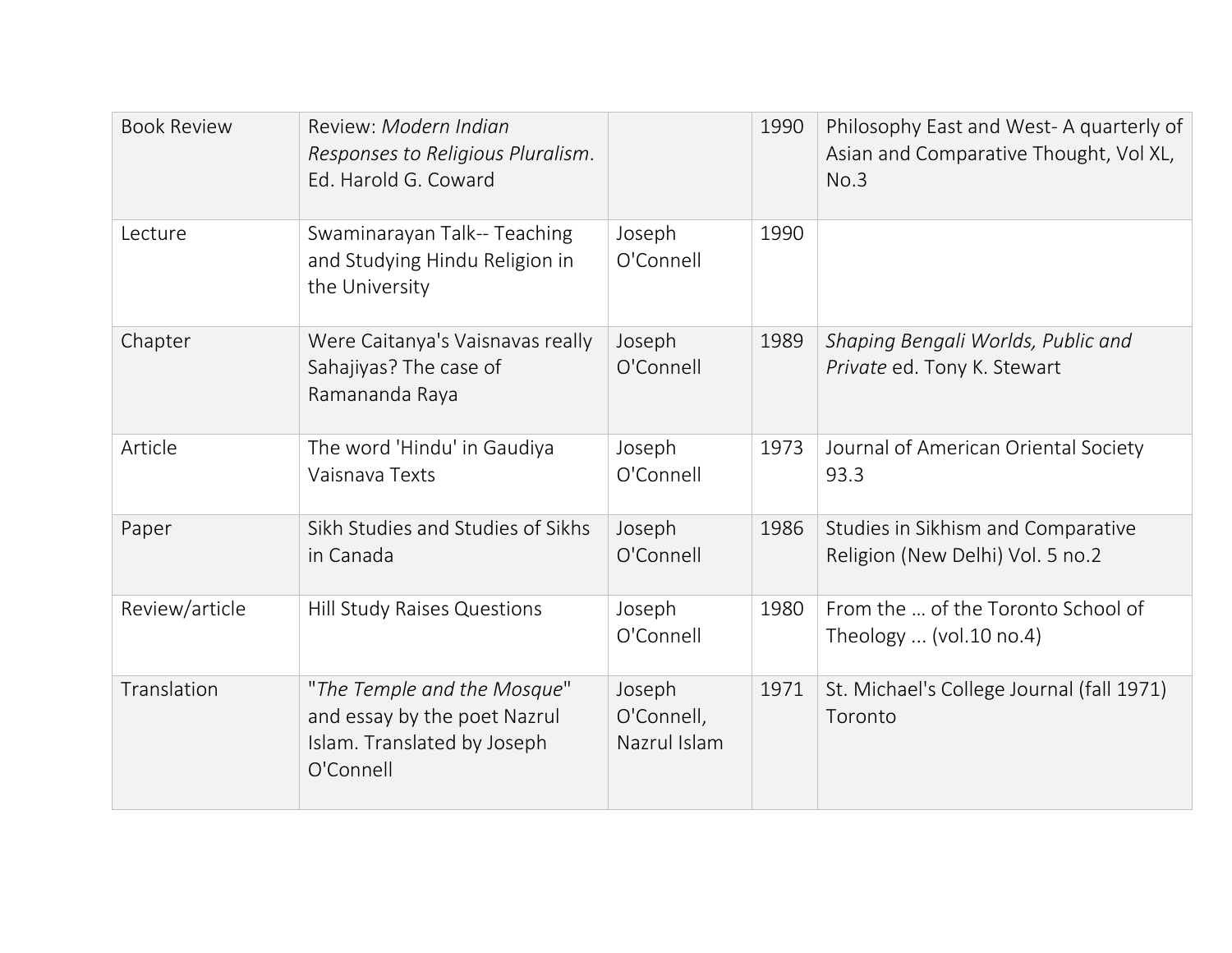| Book Review | Review: *Modern Indian Responses to Religious Pluralism*. Ed. Harold G. Coward | | 1990 | Philosophy East and West- A quarterly of Asian and Comparative Thought, Vol XL, No.3 |
|---|---|---|---|---|
| Lecture | Swaminarayan Talk-- Teaching and Studying Hindu Religion in the University | Joseph O'Connell | 1990 | |
| Chapter | Were Caitanya's Vaisnavas really Sahajiyas? The case of Ramananda Raya | Joseph O'Connell | 1989 | *Shaping Bengali Worlds, Public and Private* ed. Tony K. Stewart |
| Article | The word 'Hindu' in Gaudiya Vaisnava Texts | Joseph O'Connell | 1973 | Journal of American Oriental Society 93.3 |
| Paper | Sikh Studies and Studies of Sikhs in Canada | Joseph O'Connell | 1986 | Studies in Sikhism and Comparative Religion (New Delhi) Vol. 5 no.2 |
| Review/article | Hill Study Raises Questions | Joseph O'Connell | 1980 | From the ... of the Toronto School of Theology ... (vol.10 no.4) |
| Translation | "*The Temple and the Mosque*" and essay by the poet Nazrul Islam. Translated by Joseph O'Connell | Joseph O'Connell, Nazrul Islam | 1971 | St. Michael's College Journal (fall 1971) Toronto |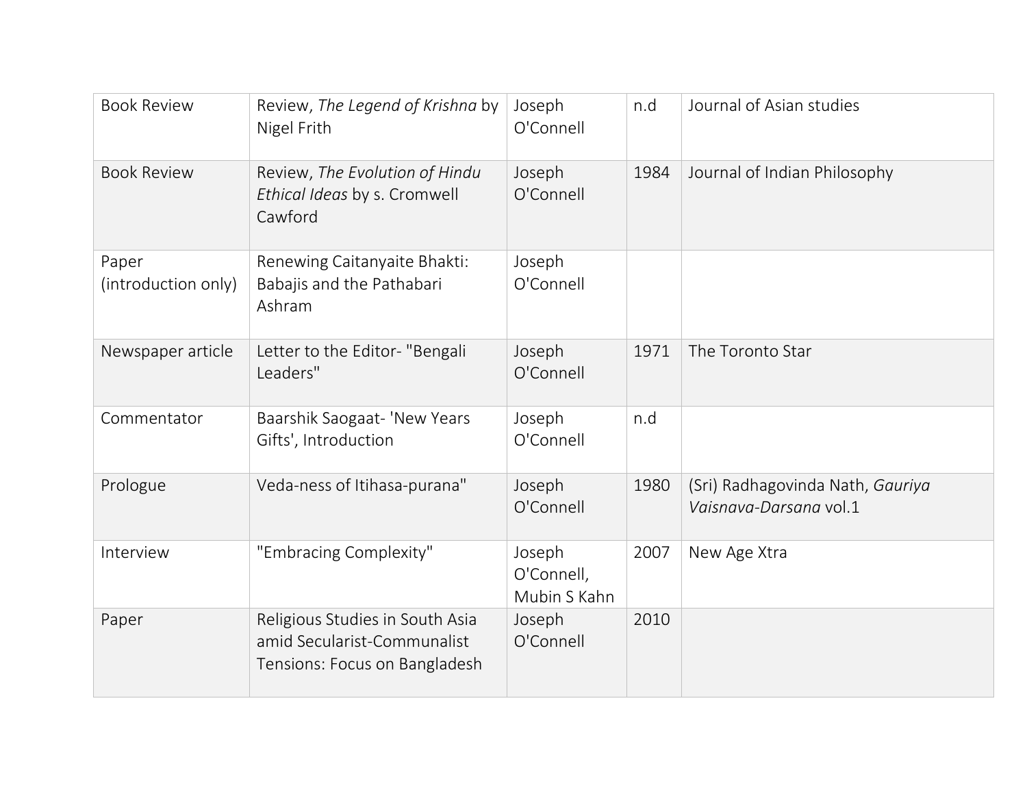| Book Review | Review, *The Legend of Krishna* by Nigel Frith | Joseph O'Connell | n.d | Journal of Asian studies |
|---|---|---|---|---|
| Book Review | Review, *The Evolution of Hindu Ethical Ideas* by s. Cromwell Cawford | Joseph O'Connell | 1984 | Journal of Indian Philosophy |
| Paper (introduction only) | Renewing Caitanyaite Bhakti: Babajis and the Pathabari Ashram | Joseph O'Connell | | |
| Newspaper article | Letter to the Editor- "Bengali Leaders" | Joseph O'Connell | 1971 | The Toronto Star |
| Commentator | Baarshik Saogaat- 'New Years Gifts', Introduction | Joseph O'Connell | n.d | |
| Prologue | Veda-ness of Itihasa-purana" | Joseph O'Connell | 1980 | (Sri) Radhagovinda Nath, *Gauriya Vaisnava-Darsana* vol.1 |
| Interview | "Embracing Complexity" | Joseph O'Connell, Mubin S Kahn | 2007 | New Age Xtra |
| Paper | Religious Studies in South Asia amid Secularist-Communalist Tensions: Focus on Bangladesh | Joseph O'Connell | 2010 | |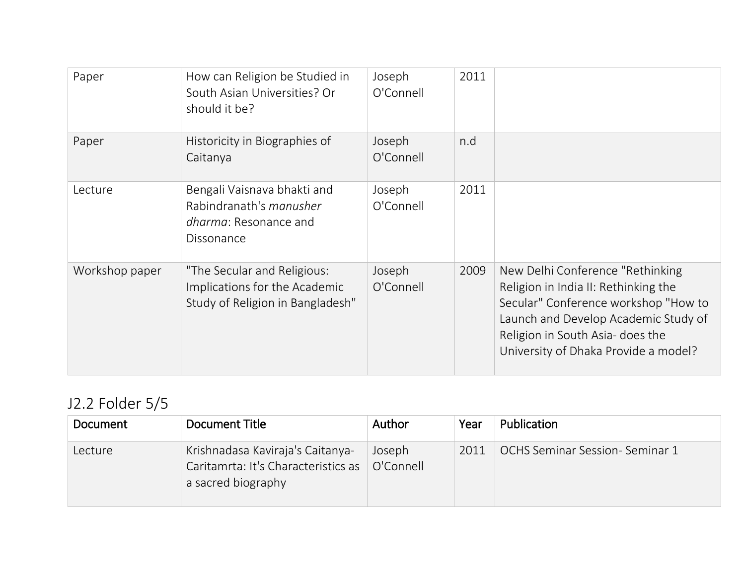| Paper | How can Religion be Studied in South Asian Universities? Or should it be? | Joseph O'Connell | 2011 | |
|---|---|---|---|---|
| Paper | Historicity in Biographies of Caitanya | Joseph O'Connell | n.d | |
| Lecture | Bengali Vaisnava bhakti and Rabindranath's *manusher dharma*: Resonance and Dissonance | Joseph O'Connell | 2011 | |
| Workshop paper | "The Secular and Religious: Implications for the Academic Study of Religion in Bangladesh" | Joseph O'Connell | 2009 | New Delhi Conference "Rethinking Religion in India II: Rethinking the Secular" Conference workshop "How to Launch and Develop Academic Study of Religion in South Asia- does the University of Dhaka Provide a model? |

## J2.2 Folder 5/5

| Document | Document Title | Author | Year | Publication |
|---|---|---|---|---|
| Lecture | Krishnadasa Kaviraja's Caitanya-Caritamrta: It's Characteristics as a sacred biography | Joseph O'Connell | 2011 | OCHS Seminar Session- Seminar 1 |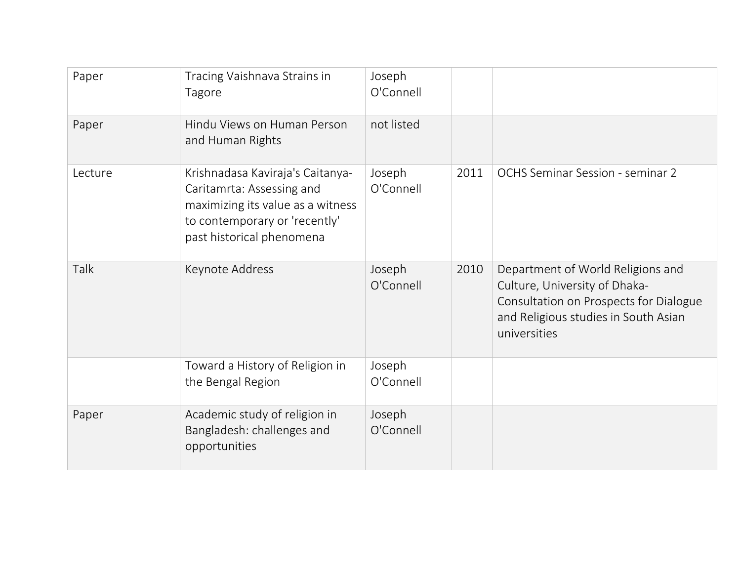| | | | | |
|---|---|---|---|---|
| Paper | Tracing Vaishnava Strains in Tagore | Joseph O'Connell | | |
| Paper | Hindu Views on Human Person and Human Rights | not listed | | |
| Lecture | Krishnadasa Kaviraja's Caitanya-Caritamrta: Assessing and maximizing its value as a witness to contemporary or 'recently' past historical phenomena | Joseph O'Connell | 2011 | OCHS Seminar Session - seminar 2 |
| Talk | Keynote Address | Joseph O'Connell | 2010 | Department of World Religions and Culture, University of Dhaka-Consultation on Prospects for Dialogue and Religious studies in South Asian universities |
| | Toward a History of Religion in the Bengal Region | Joseph O'Connell | | |
| Paper | Academic study of religion in Bangladesh: challenges and opportunities | Joseph O'Connell | | |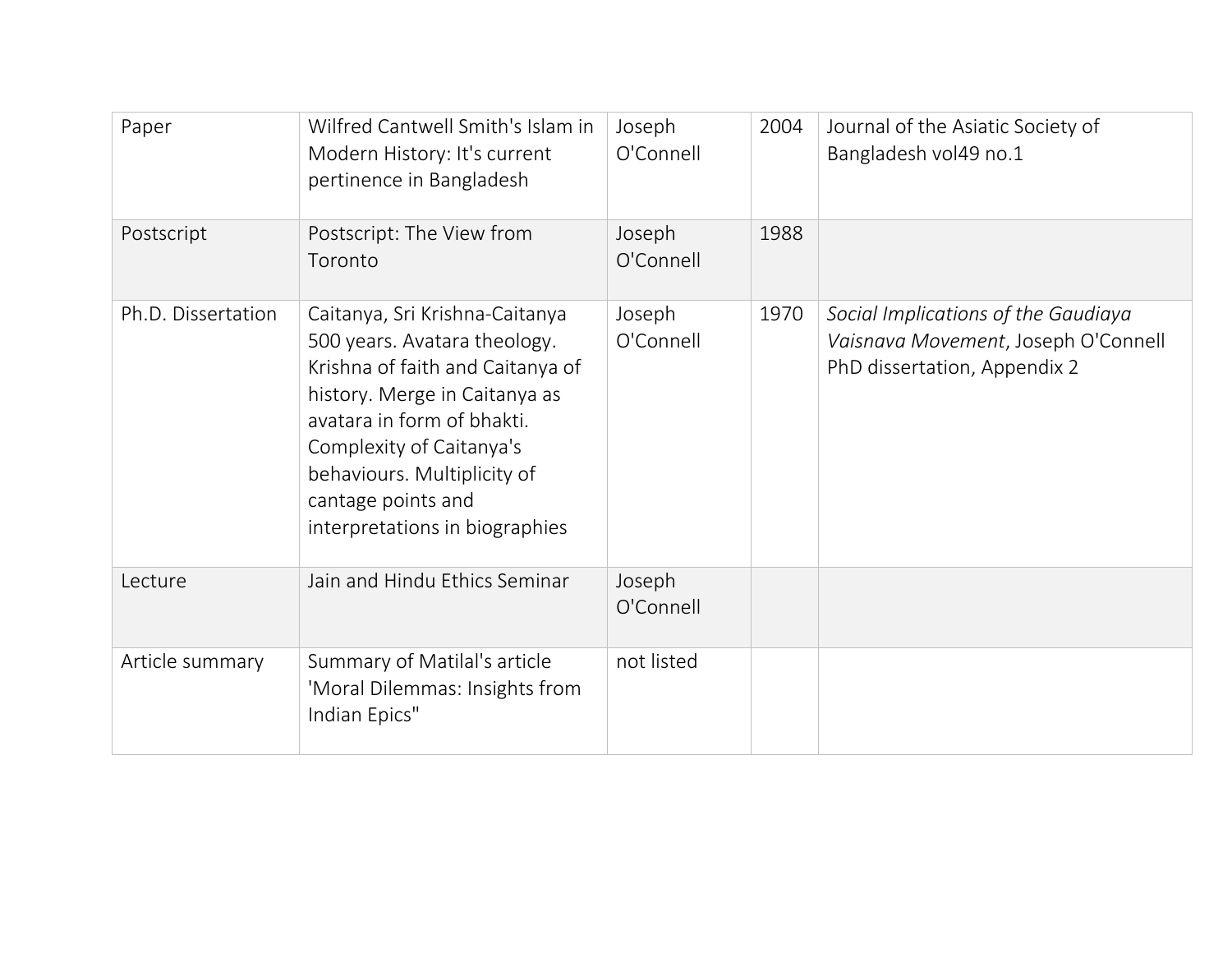| Paper | Wilfred Cantwell Smith's Islam in Modern History: It's current pertinence in Bangladesh | Joseph O'Connell | 2004 | Journal of the Asiatic Society of Bangladesh vol49 no.1 |
|---|---|---|---|---|
| Postscript | Postscript: The View from Toronto | Joseph O'Connell | 1988 | |
| Ph.D. Dissertation | Caitanya, Sri Krishna-Caitanya 500 years. Avatara theology. Krishna of faith and Caitanya of history. Merge in Caitanya as avatara in form of bhakti. Complexity of Caitanya's behaviours. Multiplicity of cantage points and interpretations in biographies | Joseph O'Connell | 1970 | *Social Implications of the Gaudiaya Vaisnava Movement*, Joseph O'Connell PhD dissertation, Appendix 2 |
| Lecture | Jain and Hindu Ethics Seminar | Joseph O'Connell | | |
| Article summary | Summary of Matilal's article 'Moral Dilemmas: Insights from Indian Epics" | not listed | | |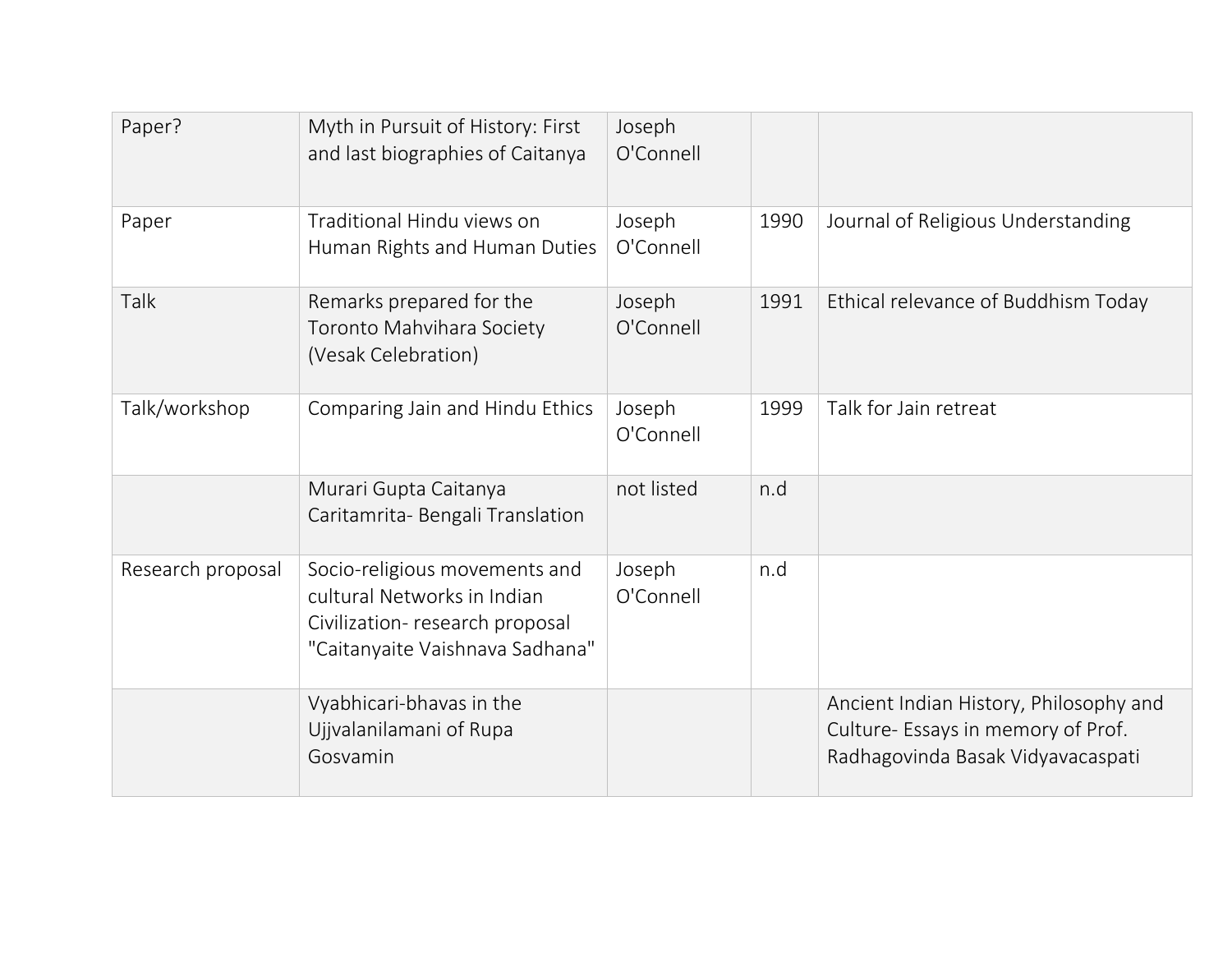| | | | | |
|---|---|---|---|---|
| Paper? | Myth in Pursuit of History: First and last biographies of Caitanya | Joseph O'Connell | | |
| Paper | Traditional Hindu views on Human Rights and Human Duties | Joseph O'Connell | 1990 | Journal of Religious Understanding |
| Talk | Remarks prepared for the Toronto Mahvihara Society (Vesak Celebration) | Joseph O'Connell | 1991 | Ethical relevance of Buddhism Today |
| Talk/workshop | Comparing Jain and Hindu Ethics | Joseph O'Connell | 1999 | Talk for Jain retreat |
| | Murari Gupta Caitanya Caritamrita- Bengali Translation | not listed | n.d | |
| Research proposal | Socio-religious movements and cultural Networks in Indian Civilization- research proposal "Caitanyaite Vaishnava Sadhana" | Joseph O'Connell | n.d | |
| | Vyabhicari-bhavas in the Ujjvalanilamani of Rupa Gosvamin | | | Ancient Indian History, Philosophy and Culture- Essays in memory of Prof. Radhagovinda Basak Vidyavacaspati |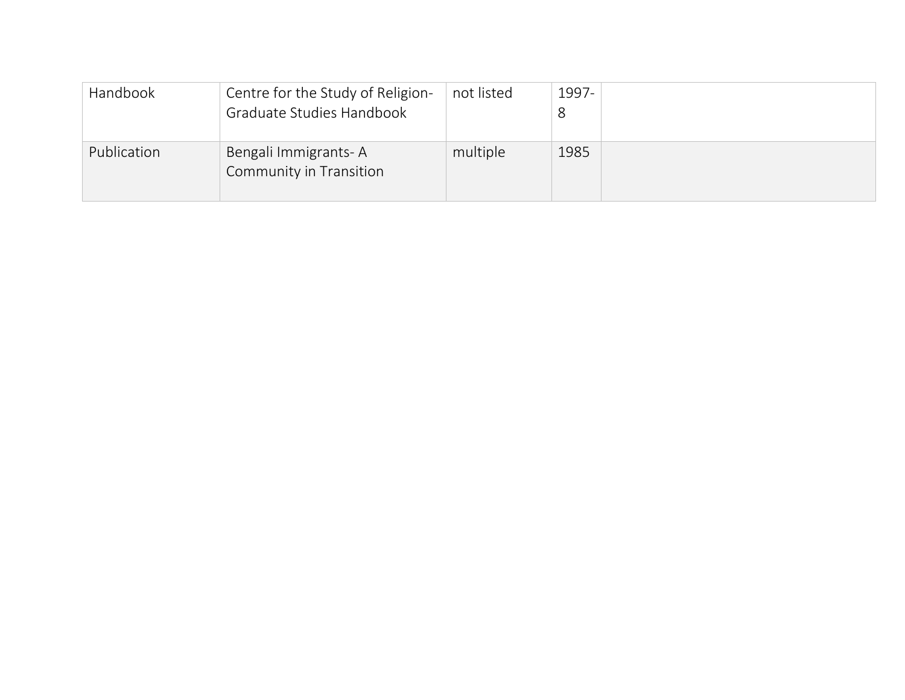| | | | | |
|---|---|---|---|---|
| Handbook | Centre for the Study of Religion- Graduate Studies Handbook | not listed | 1997-8 | |
| Publication | Bengali Immigrants- A Community in Transition | multiple | 1985 | |